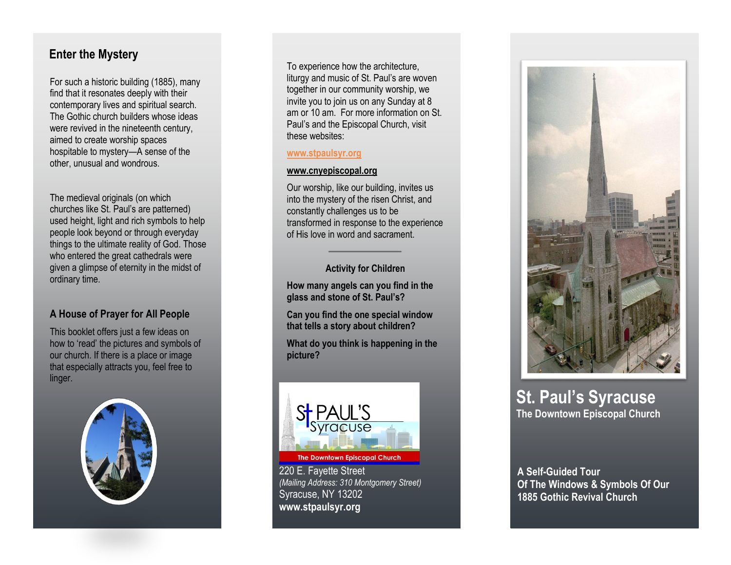## Enter the Mystery

For such a historic building (1885), many find that it resonates deeply with their contemporary lives and spiritual search. The Gothic church builders whose ideas were revived in the nineteenth century, aimed to create worship spaces hospitable to mystery—A sense of the other, unusual and wondrous.

The medieval originals (on which churches like St. Paul's are patterned) used height, light and rich symbols to help people look beyond or through everyday things to the ultimate reality of God. Those who entered the great cathedrals were given a glimpse of eternity in the midst of ordinary time.

## A House of Prayer for All People

This booklet offers just a few ideas on how to 'read' the pictures and symbols of our church. If there is a place or image that especially attracts you, feel free to linger.

To experience how the architecture, liturgy and music of St. Paul's are woven together in our community worship, we invite you to join us on any Sunday at 8 am or 10 am. For more information on St. Paul's and the Episcopal Church, visit these websites:

www.stpaulsyr.org

www.cnyepiscopal.org

Our worship, like our building, invites us into the mystery of the risen Christ, and constantly challenges us to be transformed in response to the experience of His love in word and sacrament.

---

### Activity for Children

**How many angels can you find in the glass and stone of St. Paul's?**

**Can you find the one special window that tells a story about children?**

**What do you think is happening in the picture?**

St PAUL'S Syracuse
The Downtown Episcopal Church

220 E. Fayette Street
*(Mailing Address: 310 Montgomery Street)*
Syracuse, NY 13202
**www.stpaulsyr.org**

# St. Paul's Syracuse

**The Downtown Episcopal Church**

**A Self-Guided Tour Of The Windows & Symbols Of Our 1885 Gothic Revival Church**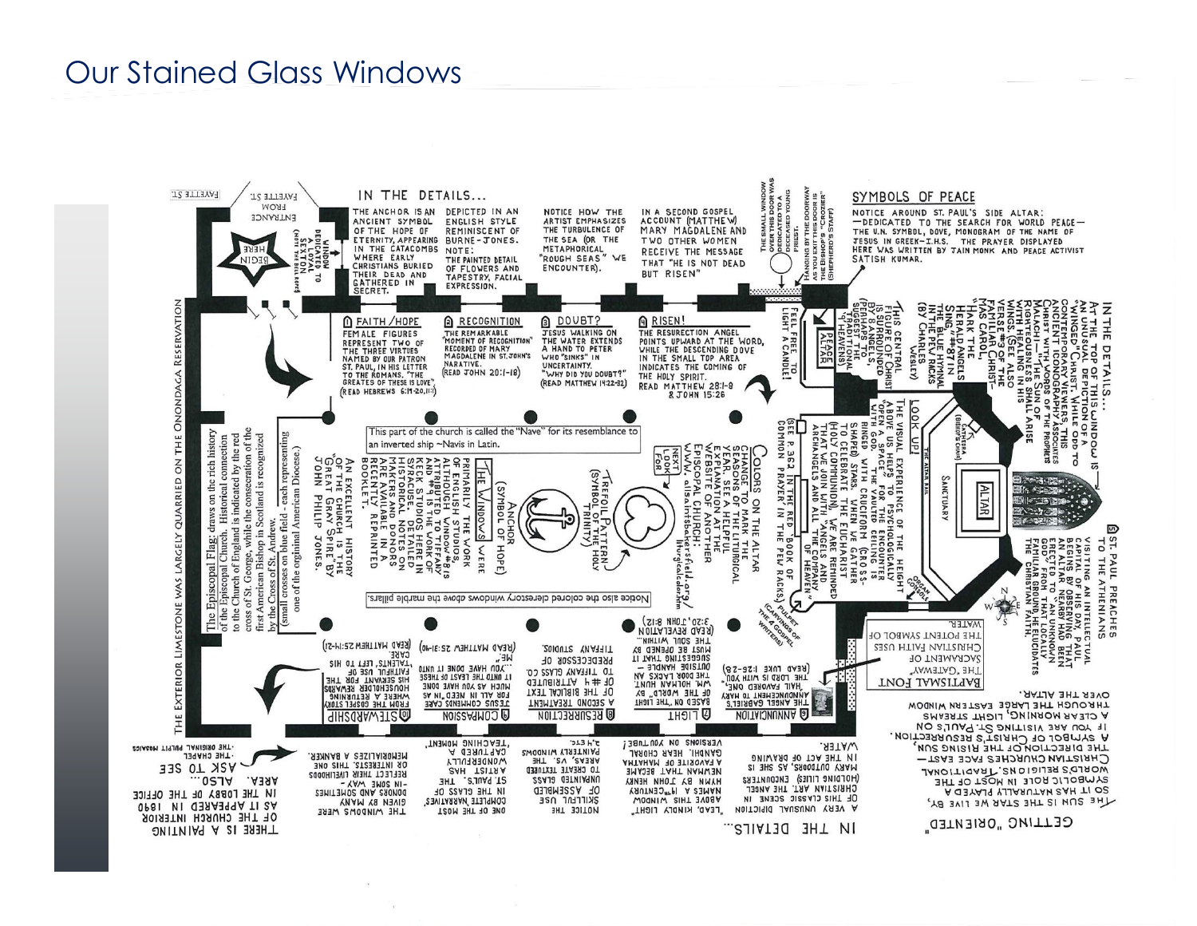# Our Stained Glass Windows

## IN THE DETAILS...

THE ANCHOR IS AN ANCIENT SYMBOL OF THE HOPE OF ETERNITY, APPEARING IN THE CATACOMBS WHERE EARLY CHRISTIANS BURIED THEIR DEAD AND GATHERED IN SECRET.

DEPICTED IN AN ENGLISH STYLE REMINISCENT OF BURNE-JONES. NOTE: THE PAINTED DETAIL OF FLOWERS AND TAPESTRY, FACIAL EXPRESSION.

NOTICE HOW THE ARTIST EMPHASIZES THE TURBULENCE OF THE SEA (OR THE METAPHORICAL "ROUGH SEAS" WE ENCOUNTER).

IN A SECOND GOSPEL ACCOUNT (MATTHEW) MARY MAGDALENE AND TWO OTHER WOMEN RECEIVE THE MESSAGE THAT "HE IS NOT DEAD BUT RISEN"

THE SMALL WINDOW OVER THIS DOOR WAS DEDICATED TO A DECEASED YOUNG PRIEST.

HANGING BY THE DOORWAY AS YOU EXIT THIS DOOR IS THE BISHOP'S "CROZIER" (SHEPHERD'S STAFF)

## SYMBOLS OF PEACE

NOTICE AROUND ST. PAUL'S SIDE ALTAR: — DEDICATED TO THE SEARCH FOR WORLD PEACE — THE U.N. SYMBOL, DOVE, MONOGRAM OF THE NAME OF JESUS IN GREEK — I.H.S. THE PRAYER DISPLAYED HERE WAS WRITTEN BY JAIN MONK AND PEACE ACTIVIST SATISH KUMAR.

FAYETTE ST. — FROM FAYETTE ST. ENTRANCE

BEGIN HERE

WINDOW DEDICATED TO A LOYAL SEXTON (NOTE THE BELL ROPE)

THE EXTERIOR LIMESTONE WAS LARGELY QUARRIED ON THE ONONDAGA RESERVATION

### 1 FAITH/HOPE

FEMALE FIGURES REPRESENT TWO OF THE THREE VIRTUES NAMED BY OUR PATRON ST. PAUL, IN HIS LETTER TO THE ROMANS. "THE GREATEST OF THESE IS LOVE" (READ HEBREWS 6:11-20, 11:1)

### 2 RECOGNITION

THE REMARKABLE "MOMENT OF RECOGNITION" RECORDED OF MARY MAGDALENE IN ST. JOHN'S NARATIVE. (READ JOHN 20:1-18)

### 3 DOUBT?

JESUS WALKING ON THE WATER EXTENDS A HAND TO PETER WHO "SINKS" IN UNCERTAINTY. "WHY DID YOU DOUBT?" (READ MATTHEW 14:22-32)

### 4 RISEN!

THE RESURRECTION ANGEL POINTS UPWARD AT THE WORD, WHILE THE DESCENDING DOVE IN THE SMALL TOP AREA INDICATES THE COMING OF THE HOLY SPIRIT. READ MATTHEW 28:1-9 & JOHN 15:26

FEEL FREE TO LIGHT A CANDLE!

PEACE ALTAR

## IN THE DETAILS...

AT THE TOP OF THIS WINDOW IS AN UNUSUAL DEPICTION OF A "WINGED" CHRIST. WHILE ODD TO CONTEMPORARY VIEWERS, THIS ANCIENT ICONOGRAPHY ASSOCIATES CHRIST WITH WORDS OF THE PROPHETS MALACHI — "THE SUN OF RIGHTEOUSNESS SHALL ARISE WITH HEALING IN HIS WINGS. (SEE ALSO VERSE #3 OF THE FAMILIAR CHRISTMAS CAROL, "HARK THE HERALD ANGELS SING" #87 IN THE BLUE HYMNAL IN THE PEW RACKS (BY CHARLES WESLEY)

THIS CENTRAL FIGURE OF CHRIST IS SURROUNDED BY ANGELS (PERHAPS TO SUGGEST THE TRADITIONAL "9 HEAVENS")

The Episcopal Flag: draws on the rich history of the Episcopal Church. Historical connection to the Church of England is indicated by the red cross of St. George, while the consecration of the first American Bishop in Scotland is recognized by the Cross of St. Andrew. (small crosses on blue field - each representing one of the original American Diocese.)

AN EXCELLENT HISTORY OF THE CHURCH IS THE "GREAT GRAY SPIRE" BY JOHN PHILIP JONES.

This part of the church is called the "Nave" for its resemblance to an inverted ship ~Navis in Latin.

THE WINDOWS WERE PRIMARILY THE WORK OF ENGLISH STUDIOS, ALTHOUGH WINDOWS #4 AND #9 ARE ATTRIBUTED TO TIFFANY AND #9 IS THE WORK OF KECK STUDIOS HERE IN SYRACUSE. DETAILED HISTORICAL NOTES ON MAKERS AND DONORS ARE AVAILABLE IN A RECENTLY REPRINTED BOOKLET.

ANCHOR (SYMBOL OF HOPE)

TREFOIL PATTERN (SYMBOL OF THE HOLY TRINITY)

NEXT LOOK FOR

COLORS ON THE ALTAR CHANGE TO MARK THE SEASONS OF THE LITURGICAL YEAR. SEE A HELPFUL EXPLANATION AT THE WEBSITE OF ANOTHER EPISCOPAL CHURCH: WWW.allsaintsbakersfield.org/liturgicalcalendar.htm

Notice also the colored clerestory windows above the marble pillars.

LOOK UP!

THE VISUAL EXPERIENCE OF THE HEIGHT ABOVE US HELPS TO PSYCHOLOGICALLY OPEN US TO THE ENCOUNTER WITH GOD. THE VAULTED CEILING IS RINGED WITH CRUCIFORM (CROSS-SHAPED) STARS. WHEN WE GATHER TO CELEBRATE THE EUCHARIST (HOLY COMMUNION), WE ARE REMINDED THAT WE JOIN WITH "ANGELS AND ARCHANGELS AND ALL THE COMPANY OF HEAVEN" (SEE P. 362 IN THE RED "BOOK OF COMMON PRAYER" IN THE PEW RACKS)

CATHEDRA (BISHOP'S CHAIR)

THE ALTAR RAIL

SANCTUARY

ALTAR

ORGAN CONSOLE

PULPIT (CARVINGS OF THE GOSPEL WRITERS)

### 5 ST. PAUL PREACHES TO THE ATHENIANS

VISITING AN INTELLECTUAL CAPITAL OF HIS DAY, PAUL BEGINS BY OBSERVING THAT AN ALTAR NEARBY HAD BEEN ERECTED TO "AN UNKNOWN GOD." FROM THAT LOCALLY FAMILIAR GROUND, HE ELUCIDATES THE CHRISTIAN FAITH.

### BAPTISMAL FONT

THE "GATEWAY" SACRAMENT OF CHRISTIAN FAITH USES THE POTENT SYMBOL OF WATER.

### 6 ANNUNCIATION

THE ANGEL GABRIEL'S ANNOUNCEMENT TO MARY "HAIL, FAVORED ONE! THE LORD IS WITH YOU." (READ LUKE 1:26-28)

### 7 LIGHT

BASED ON "THE LIGHT OF THE WORLD" BY WM. HOLMAN HUNT. THE DOOR LACKS AN OUTSIDE HANDLE — SUGGESTING THAT IT MUST BE OPENED BY THE SOUL WITHIN... (READ REVELATION 3:20; JOHN 8:12)

### 8 RESURRECTION

A SECOND TREATMENT OF THE BIBLICAL TEXT OF #4 ATTRIBUTED TO TIFFANY GLASS CO. PREDECESSOR OF TIFFANY STUDIOS.

### 9 COMPASSION

JESUS COMMENDS CARE FOR ALL IN NEED "IN AS MUCH AS YOU HAVE DONE IT UNTO THE LEAST OF THESE ... YOU HAVE DONE IT UNTO ME." (READ MATTHEW 25:31-40)

### 10 STEWARDSHIP

FROM THE GOSPEL STORY WHERE A RETURNING HOUSEHOLDER REWARDS HIS SERVANT FOR THE FAITHFUL USE OF "TALENTS" LEFT TO HIS CARE. (READ MATTHEW 25:14-21)

## IN THE DETAILS...

"LEAD, KINDLY LIGHT" ABOVE THIS WINDOW NAMES A 19TH CENTURY HYMN BY JOHN HENRY NEWMAN THAT BECAME A FAVORITE OF MAHATMA GANDHI. HEAR CHORAL VERSIONS ON YOUTUBE!

A VERY UNUSUAL DEPICTION OF THIS CLASSIC SCENE IN CHRISTIAN ART. THE ANGEL (HOLDING LILIES) ENCOUNTERS MARY OUTDOORS, AS SHE IS IN THE ACT OF DRAWING WATER.

NOTICE THE SKILLFUL USE OF ASSEMBLED IN THE GLASS UNPAINTED GLASS TO CREATE TEXTURED AREAS, VS. THE PAINTERLY WINDOWS #4 ETC.

ONE OF THE MOST COMPLETE "NARRATIVES" IN THE GLASS AT ST. PAUL'S. THE ARTIST HAS WONDERFULLY CAPTURED A "TEACHING MOMENT."

THE WINDOWS WERE GIVEN BY MANY DONORS AND SOMETIMES — IN SOME WAY — REFLECT THEIR LIVELIHOODS OR INTERESTS. THIS ONE MEMORIALIZES A BANKER.

THERE IS A PAINTING OF THE CHURCH INTERIOR AS IT APPEARED IN 1890 IN THE LOBBY OF THE OFFICE AREA. ALSO... ASK TO SEE THE CHAPEL · THE ORIGINAL PULPIT MOSAICS

## GETTING "ORIENTED"

THE SUN IS THE STAR WE LIVE BY, SO IT HAS NATURALLY PLAYED A SYMBOLIC ROLE IN MOST OF THE WORLD'S RELIGIONS. TRADITIONAL CHRISTIAN CHURCHES FACE EAST — THE DIRECTION OF THE RISING SUN, A SYMBOL OF CHRIST'S RESURRECTION. IF YOU ARE VISITING ST. PAUL'S ON A CLEAR MORNING, LIGHT STREAMS THROUGH THE LARGE EASTERN WINDOW OVER THE ALTAR.